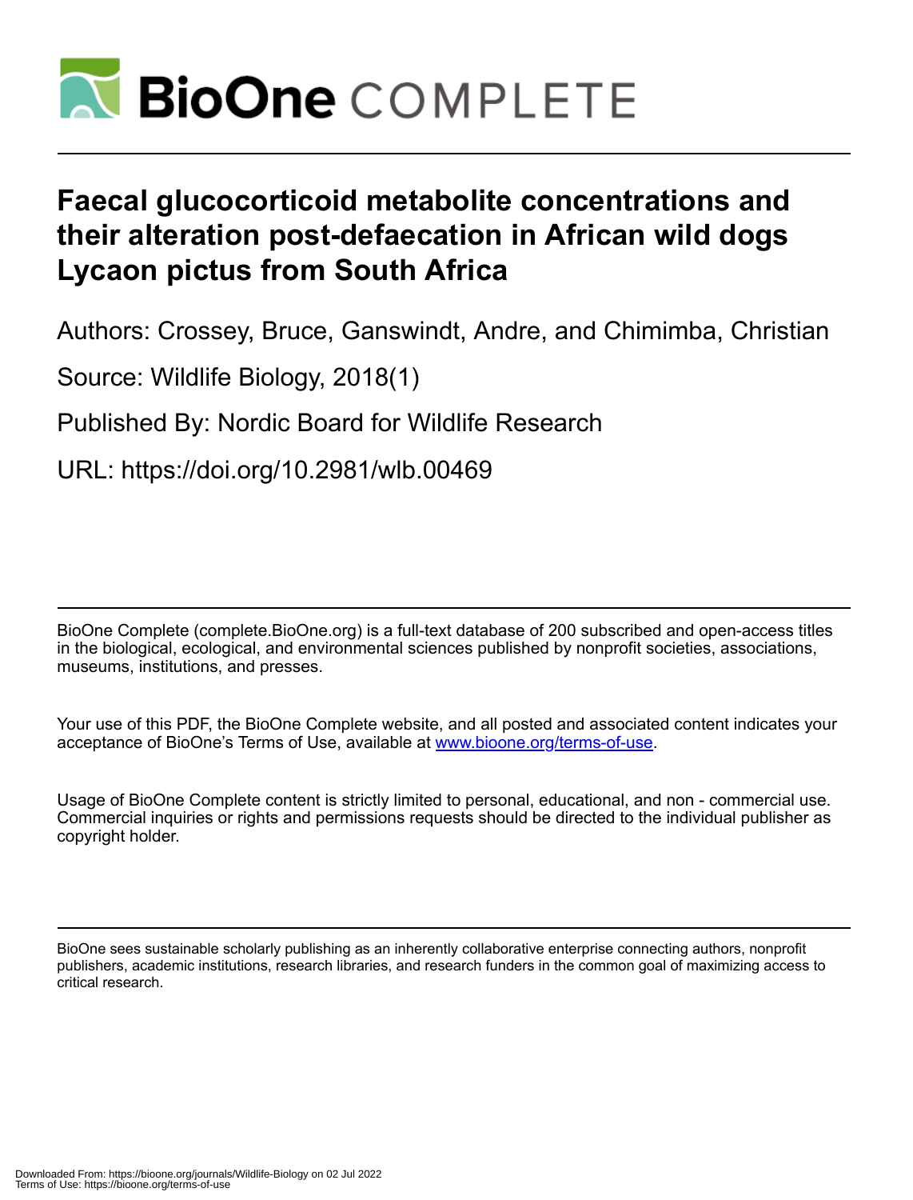# Faecal glucocorticoid metabolite concentrations and their alteration post-defaecation in African wild dogs Lycaon pictus from South Africa

Authors: Crossey, Bruce, Ganswindt, Andre, and Chimimba, Christian

Source: Wildlife Biology, 2018(1)

Published By: Nordic Board for Wildlife Research

URL: https://doi.org/10.2981/wlb.00469

BioOne Complete (complete.BioOne.org) is a full-text database of 200 subscribed and open-access titles in the biological, ecological, and environmental sciences published by nonprofit societies, associations, museums, institutions, and presses.

Your use of this PDF, the BioOne Complete website, and all posted and associated content indicates your acceptance of BioOne's Terms of Use, available at www.bioone.org/terms-of-use.

Usage of BioOne Complete content is strictly limited to personal, educational, and non - commercial use. Commercial inquiries or rights and permissions requests should be directed to the individual publisher as copyright holder.

BioOne sees sustainable scholarly publishing as an inherently collaborative enterprise connecting authors, nonprofit publishers, academic institutions, research libraries, and research funders in the common goal of maximizing access to critical research.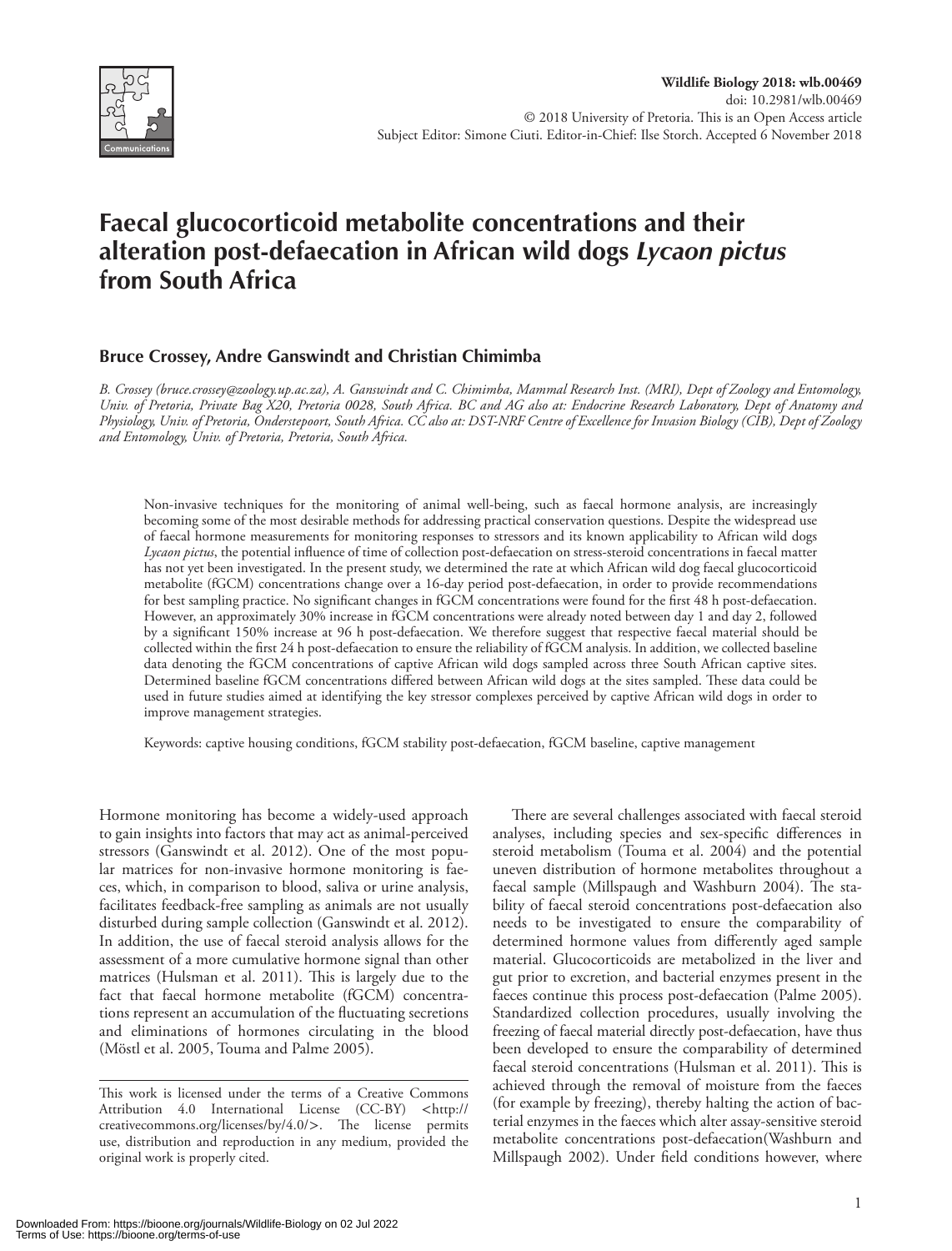# Faecal glucocorticoid metabolite concentrations and their alteration post-defaecation in African wild dogs *Lycaon pictus* from South Africa

**Bruce Crossey, Andre Ganswindt and Christian Chimimba**

*B. Crossey (bruce.crossey@zoology.up.ac.za), A. Ganswindt and C. Chimimba, Mammal Research Inst. (MRI), Dept of Zoology and Entomology, Univ. of Pretoria, Private Bag X20, Pretoria 0028, South Africa. BC and AG also at: Endocrine Research Laboratory, Dept of Anatomy and Physiology, Univ. of Pretoria, Onderstepoort, South Africa. CC also at: DST-NRF Centre of Excellence for Invasion Biology (CIB), Dept of Zoology and Entomology, Univ. of Pretoria, Pretoria, South Africa.*

Non-invasive techniques for the monitoring of animal well-being, such as faecal hormone analysis, are increasingly becoming some of the most desirable methods for addressing practical conservation questions. Despite the widespread use of faecal hormone measurements for monitoring responses to stressors and its known applicability to African wild dogs *Lycaon pictus*, the potential influence of time of collection post-defaecation on stress-steroid concentrations in faecal matter has not yet been investigated. In the present study, we determined the rate at which African wild dog faecal glucocorticoid metabolite (fGCM) concentrations change over a 16-day period post-defaecation, in order to provide recommendations for best sampling practice. No significant changes in fGCM concentrations were found for the first 48 h post-defaecation. However, an approximately 30% increase in fGCM concentrations were already noted between day 1 and day 2, followed by a significant 150% increase at 96 h post-defaecation. We therefore suggest that respective faecal material should be collected within the first 24 h post-defaecation to ensure the reliability of fGCM analysis. In addition, we collected baseline data denoting the fGCM concentrations of captive African wild dogs sampled across three South African captive sites. Determined baseline fGCM concentrations differed between African wild dogs at the sites sampled. These data could be used in future studies aimed at identifying the key stressor complexes perceived by captive African wild dogs in order to improve management strategies.

Keywords: captive housing conditions, fGCM stability post-defaecation, fGCM baseline, captive management

Hormone monitoring has become a widely-used approach to gain insights into factors that may act as animal-perceived stressors (Ganswindt et al. 2012). One of the most popular matrices for non-invasive hormone monitoring is faeces, which, in comparison to blood, saliva or urine analysis, facilitates feedback-free sampling as animals are not usually disturbed during sample collection (Ganswindt et al. 2012). In addition, the use of faecal steroid analysis allows for the assessment of a more cumulative hormone signal than other matrices (Hulsman et al. 2011). This is largely due to the fact that faecal hormone metabolite (fGCM) concentrations represent an accumulation of the fluctuating secretions and eliminations of hormones circulating in the blood (Möstl et al. 2005, Touma and Palme 2005).

There are several challenges associated with faecal steroid analyses, including species and sex-specific differences in steroid metabolism (Touma et al. 2004) and the potential uneven distribution of hormone metabolites throughout a faecal sample (Millspaugh and Washburn 2004). The stability of faecal steroid concentrations post-defaecation also needs to be investigated to ensure the comparability of determined hormone values from differently aged sample material. Glucocorticoids are metabolized in the liver and gut prior to excretion, and bacterial enzymes present in the faeces continue this process post-defaecation (Palme 2005). Standardized collection procedures, usually involving the freezing of faecal material directly post-defaecation, have thus been developed to ensure the comparability of determined faecal steroid concentrations (Hulsman et al. 2011). This is achieved through the removal of moisture from the faeces (for example by freezing), thereby halting the action of bacterial enzymes in the faeces which alter assay-sensitive steroid metabolite concentrations post-defaecation(Washburn and Millspaugh 2002). Under field conditions however, where

This work is licensed under the terms of a Creative Commons Attribution 4.0 International License (CC-BY) <http://creativecommons.org/licenses/by/4.0/>. The license permits use, distribution and reproduction in any medium, provided the original work is properly cited.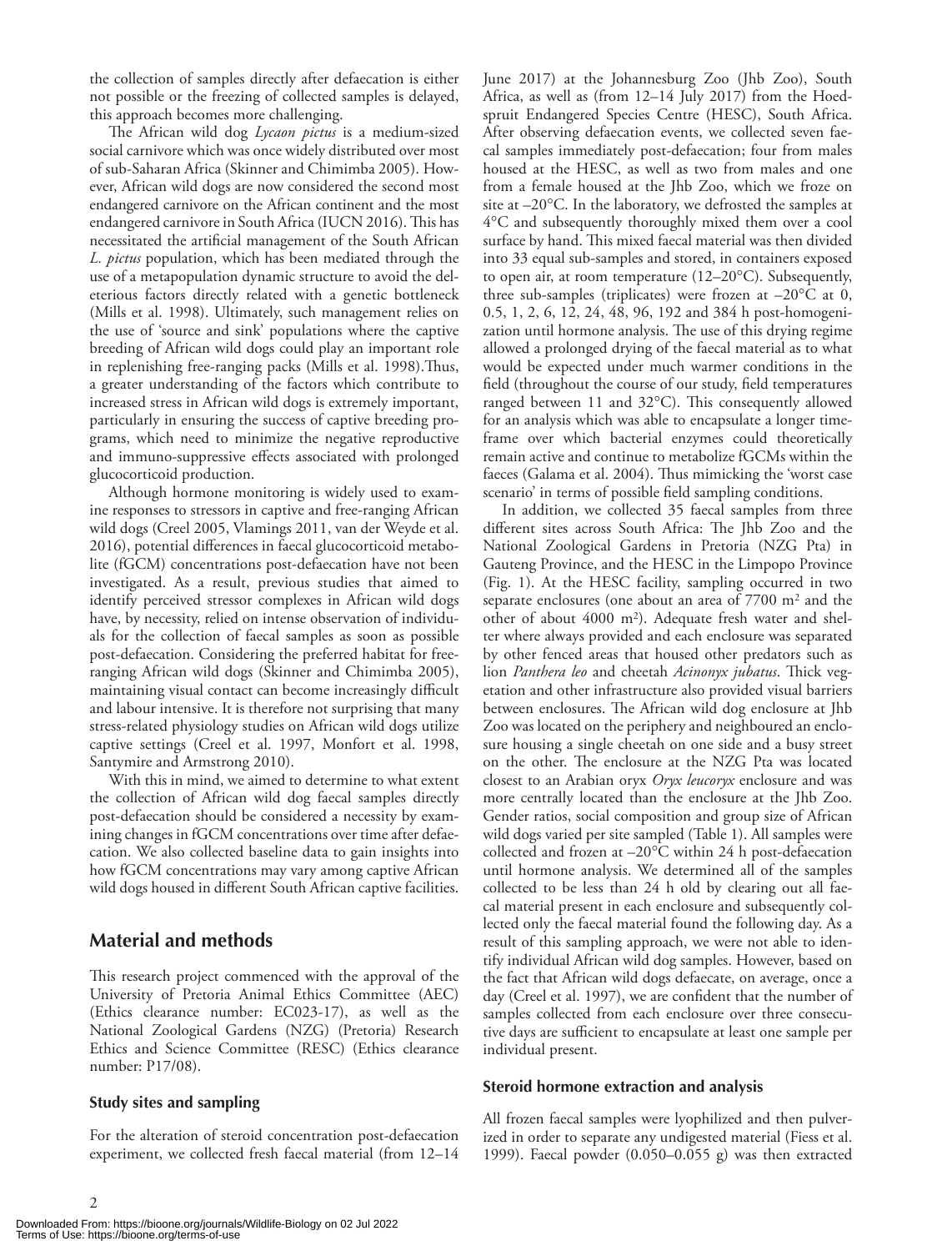the collection of samples directly after defaecation is either not possible or the freezing of collected samples is delayed, this approach becomes more challenging.

The African wild dog *Lycaon pictus* is a medium-sized social carnivore which was once widely distributed over most of sub-Saharan Africa (Skinner and Chimimba 2005). However, African wild dogs are now considered the second most endangered carnivore on the African continent and the most endangered carnivore in South Africa (IUCN 2016). This has necessitated the artificial management of the South African *L. pictus* population, which has been mediated through the use of a metapopulation dynamic structure to avoid the deleterious factors directly related with a genetic bottleneck (Mills et al. 1998). Ultimately, such management relies on the use of 'source and sink' populations where the captive breeding of African wild dogs could play an important role in replenishing free-ranging packs (Mills et al. 1998).Thus, a greater understanding of the factors which contribute to increased stress in African wild dogs is extremely important, particularly in ensuring the success of captive breeding programs, which need to minimize the negative reproductive and immuno-suppressive effects associated with prolonged glucocorticoid production.

Although hormone monitoring is widely used to examine responses to stressors in captive and free-ranging African wild dogs (Creel 2005, Vlamings 2011, van der Weyde et al. 2016), potential differences in faecal glucocorticoid metabolite (fGCM) concentrations post-defaecation have not been investigated. As a result, previous studies that aimed to identify perceived stressor complexes in African wild dogs have, by necessity, relied on intense observation of individuals for the collection of faecal samples as soon as possible post-defaecation. Considering the preferred habitat for free-ranging African wild dogs (Skinner and Chimimba 2005), maintaining visual contact can become increasingly difficult and labour intensive. It is therefore not surprising that many stress-related physiology studies on African wild dogs utilize captive settings (Creel et al. 1997, Monfort et al. 1998, Santymire and Armstrong 2010).

With this in mind, we aimed to determine to what extent the collection of African wild dog faecal samples directly post-defaecation should be considered a necessity by examining changes in fGCM concentrations over time after defaecation. We also collected baseline data to gain insights into how fGCM concentrations may vary among captive African wild dogs housed in different South African captive facilities.

## Material and methods

This research project commenced with the approval of the University of Pretoria Animal Ethics Committee (AEC) (Ethics clearance number: EC023-17), as well as the National Zoological Gardens (NZG) (Pretoria) Research Ethics and Science Committee (RESC) (Ethics clearance number: P17/08).

### Study sites and sampling

For the alteration of steroid concentration post-defaecation experiment, we collected fresh faecal material (from 12–14 June 2017) at the Johannesburg Zoo (Jhb Zoo), South Africa, as well as (from 12–14 July 2017) from the Hoedspruit Endangered Species Centre (HESC), South Africa. After observing defaecation events, we collected seven faecal samples immediately post-defaecation; four from males housed at the HESC, as well as two from males and one from a female housed at the Jhb Zoo, which we froze on site at –20°C. In the laboratory, we defrosted the samples at 4°C and subsequently thoroughly mixed them over a cool surface by hand. This mixed faecal material was then divided into 33 equal sub-samples and stored, in containers exposed to open air, at room temperature (12–20°C). Subsequently, three sub-samples (triplicates) were frozen at –20°C at 0, 0.5, 1, 2, 6, 12, 24, 48, 96, 192 and 384 h post-homogenization until hormone analysis. The use of this drying regime allowed a prolonged drying of the faecal material as to what would be expected under much warmer conditions in the field (throughout the course of our study, field temperatures ranged between 11 and 32°C). This consequently allowed for an analysis which was able to encapsulate a longer time-frame over which bacterial enzymes could theoretically remain active and continue to metabolize fGCMs within the faeces (Galama et al. 2004). Thus mimicking the 'worst case scenario' in terms of possible field sampling conditions.

In addition, we collected 35 faecal samples from three different sites across South Africa: The Jhb Zoo and the National Zoological Gardens in Pretoria (NZG Pta) in Gauteng Province, and the HESC in the Limpopo Province (Fig. 1). At the HESC facility, sampling occurred in two separate enclosures (one about an area of 7700 m² and the other of about 4000 m²). Adequate fresh water and shelter where always provided and each enclosure was separated by other fenced areas that housed other predators such as lion *Panthera leo* and cheetah *Acinonyx jubatus*. Thick vegetation and other infrastructure also provided visual barriers between enclosures. The African wild dog enclosure at Jhb Zoo was located on the periphery and neighboured an enclosure housing a single cheetah on one side and a busy street on the other. The enclosure at the NZG Pta was located closest to an Arabian oryx *Oryx leucoryx* enclosure and was more centrally located than the enclosure at the Jhb Zoo. Gender ratios, social composition and group size of African wild dogs varied per site sampled (Table 1). All samples were collected and frozen at –20°C within 24 h post-defaecation until hormone analysis. We determined all of the samples collected to be less than 24 h old by clearing out all faecal material present in each enclosure and subsequently collected only the faecal material found the following day. As a result of this sampling approach, we were not able to identify individual African wild dog samples. However, based on the fact that African wild dogs defaecate, on average, once a day (Creel et al. 1997), we are confident that the number of samples collected from each enclosure over three consecutive days are sufficient to encapsulate at least one sample per individual present.

### Steroid hormone extraction and analysis

All frozen faecal samples were lyophilized and then pulverized in order to separate any undigested material (Fiess et al. 1999). Faecal powder (0.050–0.055 g) was then extracted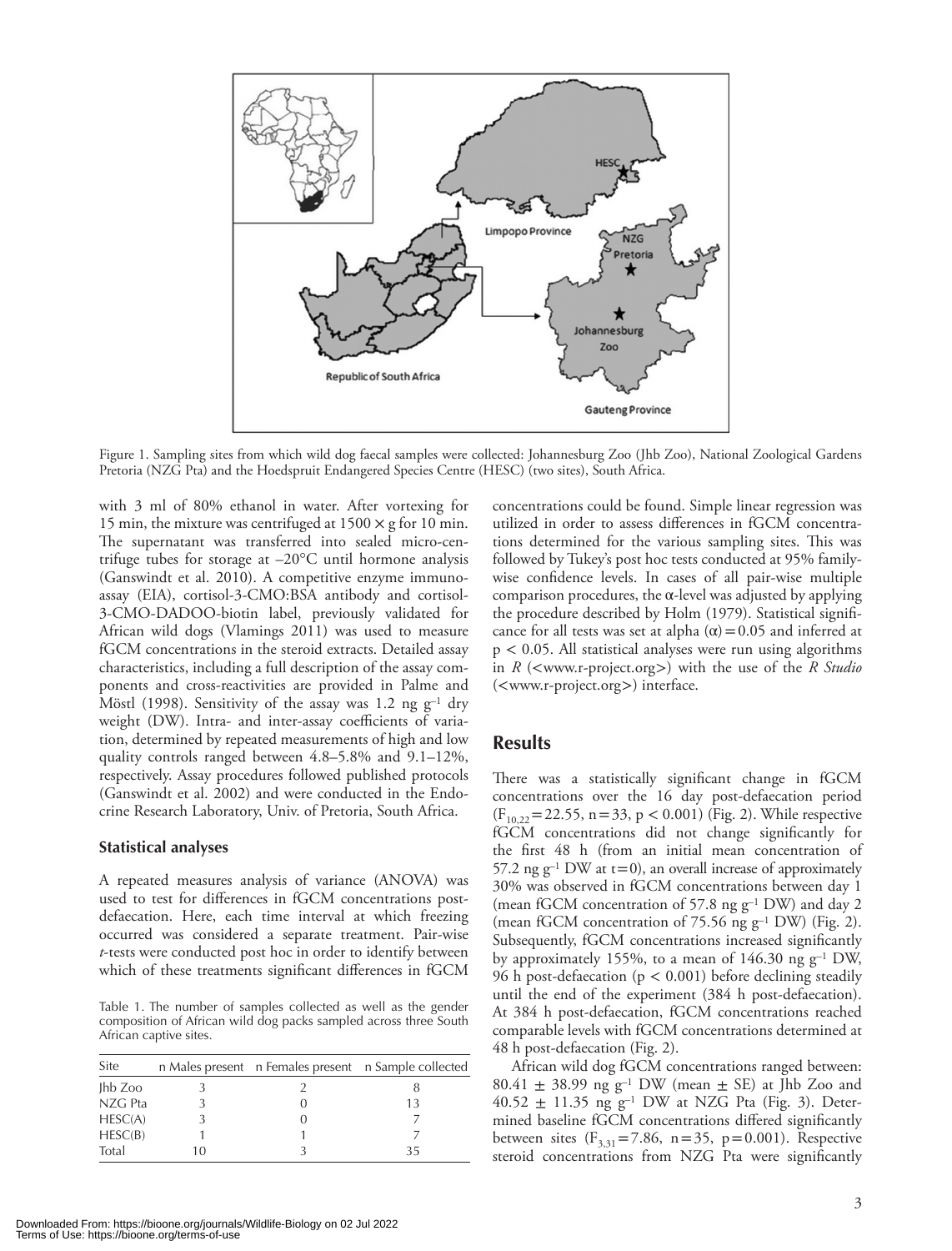Figure 1. Sampling sites from which wild dog faecal samples were collected: Johannesburg Zoo (Jhb Zoo), National Zoological Gardens Pretoria (NZG Pta) and the Hoedspruit Endangered Species Centre (HESC) (two sites), South Africa.

with 3 ml of 80% ethanol in water. After vortexing for 15 min, the mixture was centrifuged at 1500 × g for 10 min. The supernatant was transferred into sealed micro-centrifuge tubes for storage at –20°C until hormone analysis (Ganswindt et al. 2010). A competitive enzyme immunoassay (EIA), cortisol-3-CMO:BSA antibody and cortisol-3-CMO-DADOO-biotin label, previously validated for African wild dogs (Vlamings 2011) was used to measure fGCM concentrations in the steroid extracts. Detailed assay characteristics, including a full description of the assay components and cross-reactivities are provided in Palme and Möstl (1998). Sensitivity of the assay was 1.2 ng $g^{-1}$ dry weight (DW). Intra- and inter-assay coefficients of variation, determined by repeated measurements of high and low quality controls ranged between 4.8–5.8% and 9.1–12%, respectively. Assay procedures followed published protocols (Ganswindt et al. 2002) and were conducted in the Endocrine Research Laboratory, Univ. of Pretoria, South Africa.

### Statistical analyses

A repeated measures analysis of variance (ANOVA) was used to test for differences in fGCM concentrations post-defaecation. Here, each time interval at which freezing occurred was considered a separate treatment. Pair-wise *t*-tests were conducted post hoc in order to identify between which of these treatments significant differences in fGCM concentrations could be found. Simple linear regression was utilized in order to assess differences in fGCM concentrations determined for the various sampling sites. This was followed by Tukey's post hoc tests conducted at 95% family-wise confidence levels. In cases of all pair-wise multiple comparison procedures, the α-level was adjusted by applying the procedure described by Holm (1979). Statistical significance for all tests was set at alpha $(\alpha) = 0.05$ and inferred at $p < 0.05$. All statistical analyses were run using algorithms in *R* (<www.r-project.org>) with the use of the *R Studio* (<www.r-project.org>) interface.

Table 1. The number of samples collected as well as the gender composition of African wild dog packs sampled across three South African captive sites.

| Site | n Males present | n Females present | n Sample collected |
|---|---|---|---|
| Jhb Zoo | 3 | 2 | 8 |
| NZG Pta | 3 | 0 | 13 |
| HESC(A) | 3 | 0 | 7 |
| HESC(B) | 1 | 1 | 7 |
| Total | 10 | 3 | 35 |

## Results

There was a statistically significant change in fGCM concentrations over the 16 day post-defaecation period ($F_{10,22} = 22.55$, n = 33, $p < 0.001$) (Fig. 2). While respective fGCM concentrations did not change significantly for the first 48 h (from an initial mean concentration of 57.2 ng $g^{-1}$ DW at t = 0), an overall increase of approximately 30% was observed in fGCM concentrations between day 1 (mean fGCM concentration of 57.8 ng $g^{-1}$ DW) and day 2 (mean fGCM concentration of 75.56 ng $g^{-1}$ DW) (Fig. 2). Subsequently, fGCM concentrations increased significantly by approximately 155%, to a mean of 146.30 ng $g^{-1}$ DW, 96 h post-defaecation ($p < 0.001$) before declining steadily until the end of the experiment (384 h post-defaecation). At 384 h post-defaecation, fGCM concentrations reached comparable levels with fGCM concentrations determined at 48 h post-defaecation (Fig. 2).

African wild dog fGCM concentrations ranged between: 80.41 ± 38.99 ng $g^{-1}$ DW (mean ± SE) at Jhb Zoo and 40.52 ± 11.35 ng $g^{-1}$ DW at NZG Pta (Fig. 3). Determined baseline fGCM concentrations differed significantly between sites ($F_{3,31} = 7.86$, n = 35, p = 0.001). Respective steroid concentrations from NZG Pta were significantly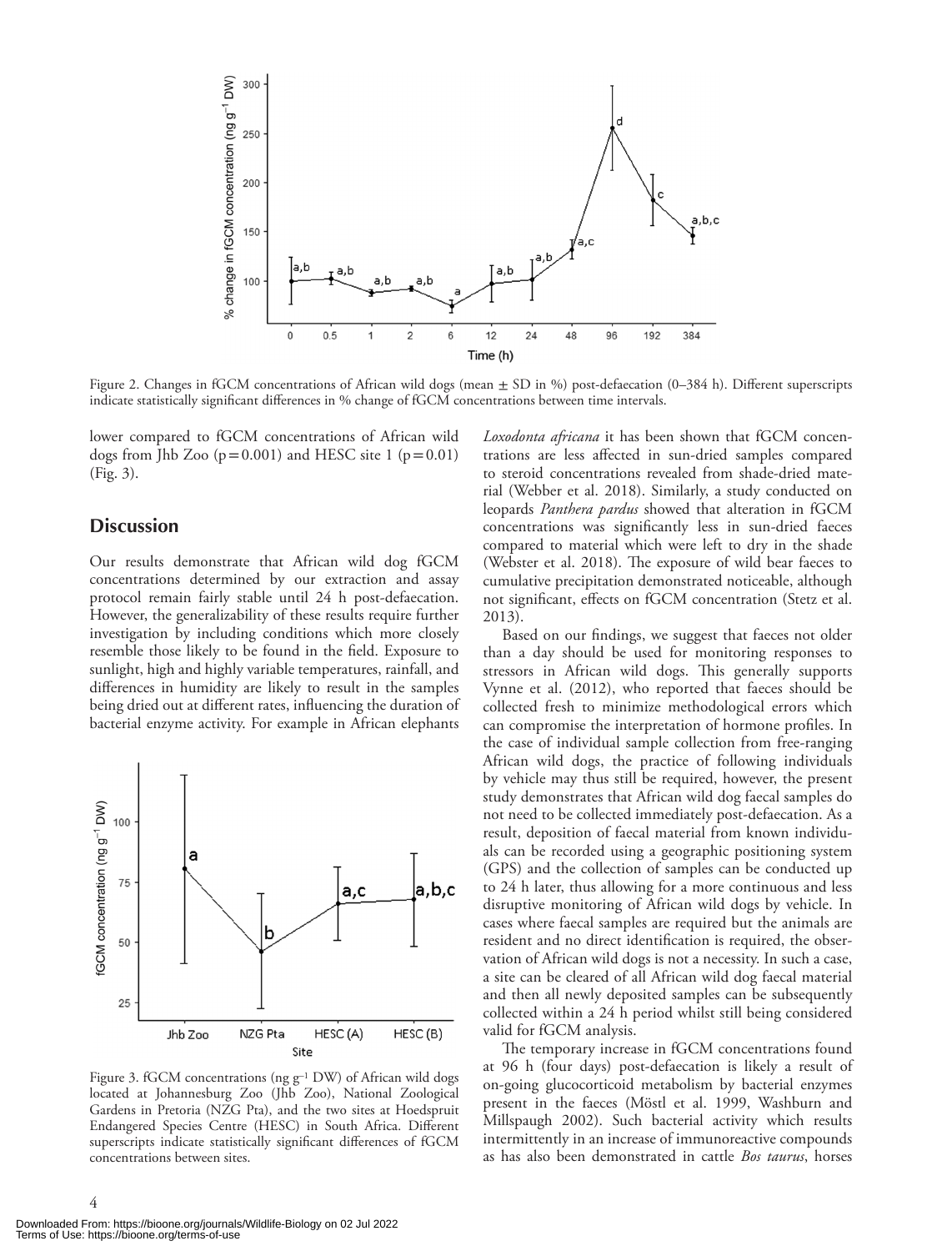Figure 2. Changes in fGCM concentrations of African wild dogs (mean ± SD in %) post-defaecation (0–384 h). Different superscripts indicate statistically significant differences in % change of fGCM concentrations between time intervals.

lower compared to fGCM concentrations of African wild dogs from Jhb Zoo ($p = 0.001$) and HESC site 1 ($p = 0.01$) (Fig. 3).

## Discussion

Our results demonstrate that African wild dog fGCM concentrations determined by our extraction and assay protocol remain fairly stable until 24 h post-defaecation. However, the generalizability of these results require further investigation by including conditions which more closely resemble those likely to be found in the field. Exposure to sunlight, high and highly variable temperatures, rainfall, and differences in humidity are likely to result in the samples being dried out at different rates, influencing the duration of bacterial enzyme activity. For example in African elephants *Loxodonta africana* it has been shown that fGCM concentrations are less affected in sun-dried samples compared to steroid concentrations revealed from shade-dried material (Webber et al. 2018). Similarly, a study conducted on leopards *Panthera pardus* showed that alteration in fGCM concentrations was significantly less in sun-dried faeces compared to material which were left to dry in the shade (Webster et al. 2018). The exposure of wild bear faeces to cumulative precipitation demonstrated noticeable, although not significant, effects on fGCM concentration (Stetz et al. 2013).

Figure 3. fGCM concentrations (ng g$^{-1}$ DW) of African wild dogs located at Johannesburg Zoo (Jhb Zoo), National Zoological Gardens in Pretoria (NZG Pta), and the two sites at Hoedspruit Endangered Species Centre (HESC) in South Africa. Different superscripts indicate statistically significant differences of fGCM concentrations between sites.

Based on our findings, we suggest that faeces not older than a day should be used for monitoring responses to stressors in African wild dogs. This generally supports Vynne et al. (2012), who reported that faeces should be collected fresh to minimize methodological errors which can compromise the interpretation of hormone profiles. In the case of individual sample collection from free-ranging African wild dogs, the practice of following individuals by vehicle may thus still be required, however, the present study demonstrates that African wild dog faecal samples do not need to be collected immediately post-defaecation. As a result, deposition of faecal material from known individuals can be recorded using a geographic positioning system (GPS) and the collection of samples can be conducted up to 24 h later, thus allowing for a more continuous and less disruptive monitoring of African wild dogs by vehicle. In cases where faecal samples are required but the animals are resident and no direct identification is required, the observation of African wild dogs is not a necessity. In such a case, a site can be cleared of all African wild dog faecal material and then all newly deposited samples can be subsequently collected within a 24 h period whilst still being considered valid for fGCM analysis.

The temporary increase in fGCM concentrations found at 96 h (four days) post-defaecation is likely a result of on-going glucocorticoid metabolism by bacterial enzymes present in the faeces (Möstl et al. 1999, Washburn and Millspaugh 2002). Such bacterial activity which results intermittently in an increase of immunoreactive compounds as has also been demonstrated in cattle *Bos taurus*, horses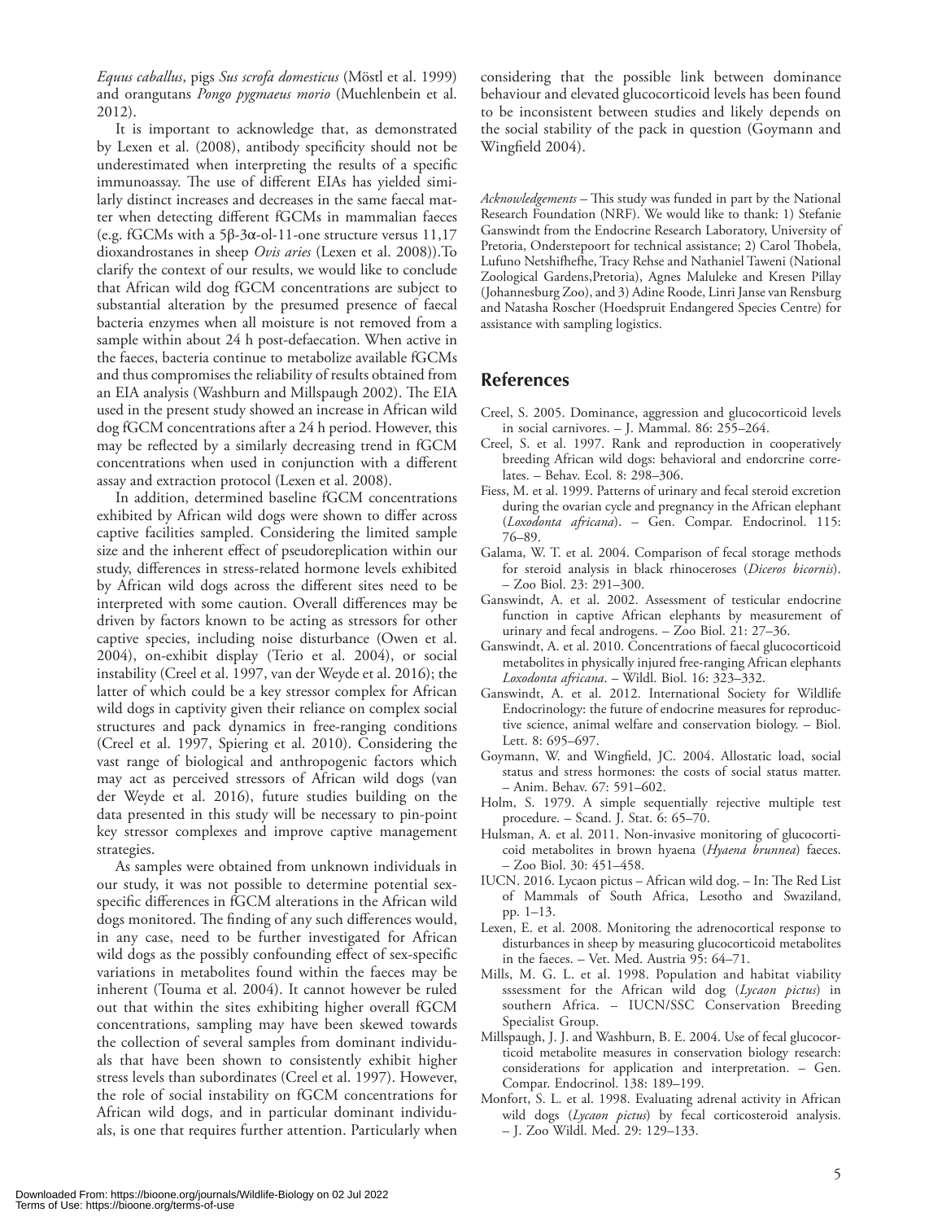*Equus caballus*, pigs *Sus scrofa domesticus* (Möstl et al. 1999) and orangutans *Pongo pygmaeus morio* (Muehlenbein et al. 2012).

It is important to acknowledge that, as demonstrated by Lexen et al. (2008), antibody specificity should not be underestimated when interpreting the results of a specific immunoassay. The use of different EIAs has yielded similarly distinct increases and decreases in the same faecal matter when detecting different fGCMs in mammalian faeces (e.g. fGCMs with a 5β-3α-ol-11-one structure versus 11,17 dioxandrostanes in sheep *Ovis aries* (Lexen et al. 2008)).To clarify the context of our results, we would like to conclude that African wild dog fGCM concentrations are subject to substantial alteration by the presumed presence of faecal bacteria enzymes when all moisture is not removed from a sample within about 24 h post-defaecation. When active in the faeces, bacteria continue to metabolize available fGCMs and thus compromises the reliability of results obtained from an EIA analysis (Washburn and Millspaugh 2002). The EIA used in the present study showed an increase in African wild dog fGCM concentrations after a 24 h period. However, this may be reflected by a similarly decreasing trend in fGCM concentrations when used in conjunction with a different assay and extraction protocol (Lexen et al. 2008).

In addition, determined baseline fGCM concentrations exhibited by African wild dogs were shown to differ across captive facilities sampled. Considering the limited sample size and the inherent effect of pseudoreplication within our study, differences in stress-related hormone levels exhibited by African wild dogs across the different sites need to be interpreted with some caution. Overall differences may be driven by factors known to be acting as stressors for other captive species, including noise disturbance (Owen et al. 2004), on-exhibit display (Terio et al. 2004), or social instability (Creel et al. 1997, van der Weyde et al. 2016); the latter of which could be a key stressor complex for African wild dogs in captivity given their reliance on complex social structures and pack dynamics in free-ranging conditions (Creel et al. 1997, Spiering et al. 2010). Considering the vast range of biological and anthropogenic factors which may act as perceived stressors of African wild dogs (van der Weyde et al. 2016), future studies building on the data presented in this study will be necessary to pin-point key stressor complexes and improve captive management strategies.

As samples were obtained from unknown individuals in our study, it was not possible to determine potential sex-specific differences in fGCM alterations in the African wild dogs monitored. The finding of any such differences would, in any case, need to be further investigated for African wild dogs as the possibly confounding effect of sex-specific variations in metabolites found within the faeces may be inherent (Touma et al. 2004). It cannot however be ruled out that within the sites exhibiting higher overall fGCM concentrations, sampling may have been skewed towards the collection of several samples from dominant individuals that have been shown to consistently exhibit higher stress levels than subordinates (Creel et al. 1997). However, the role of social instability on fGCM concentrations for African wild dogs, and in particular dominant individuals, is one that requires further attention. Particularly when considering that the possible link between dominance behaviour and elevated glucocorticoid levels has been found to be inconsistent between studies and likely depends on the social stability of the pack in question (Goymann and Wingfield 2004).

*Acknowledgements* – This study was funded in part by the National Research Foundation (NRF). We would like to thank: 1) Stefanie Ganswindt from the Endocrine Research Laboratory, University of Pretoria, Onderstepoort for technical assistance; 2) Carol Thobela, Lufuno Netshifhefhe, Tracy Rehse and Nathaniel Taweni (National Zoological Gardens,Pretoria), Agnes Maluleke and Kresen Pillay (Johannesburg Zoo), and 3) Adine Roode, Linri Janse van Rensburg and Natasha Roscher (Hoedspruit Endangered Species Centre) for assistance with sampling logistics.

## References

Creel, S. 2005. Dominance, aggression and glucocorticoid levels in social carnivores. – J. Mammal. 86: 255–264.

Creel, S. et al. 1997. Rank and reproduction in cooperatively breeding African wild dogs: behavioral and endorcrine correlates. – Behav. Ecol. 8: 298–306.

Fiess, M. et al. 1999. Patterns of urinary and fecal steroid excretion during the ovarian cycle and pregnancy in the African elephant (*Loxodonta africana*). – Gen. Compar. Endocrinol. 115: 76–89.

Galama, W. T. et al. 2004. Comparison of fecal storage methods for steroid analysis in black rhinoceroses (*Diceros bicornis*). – Zoo Biol. 23: 291–300.

Ganswindt, A. et al. 2002. Assessment of testicular endocrine function in captive African elephants by measurement of urinary and fecal androgens. – Zoo Biol. 21: 27–36.

Ganswindt, A. et al. 2010. Concentrations of faecal glucocorticoid metabolites in physically injured free-ranging African elephants *Loxodonta africana*. – Wildl. Biol. 16: 323–332.

Ganswindt, A. et al. 2012. International Society for Wildlife Endocrinology: the future of endocrine measures for reproductive science, animal welfare and conservation biology. – Biol. Lett. 8: 695–697.

Goymann, W. and Wingfield, JC. 2004. Allostatic load, social status and stress hormones: the costs of social status matter. – Anim. Behav. 67: 591–602.

Holm, S. 1979. A simple sequentially rejective multiple test procedure. – Scand. J. Stat. 6: 65–70.

Hulsman, A. et al. 2011. Non-invasive monitoring of glucocorticoid metabolites in brown hyaena (*Hyaena brunnea*) faeces. – Zoo Biol. 30: 451–458.

IUCN. 2016. Lycaon pictus – African wild dog. – In: The Red List of Mammals of South Africa, Lesotho and Swaziland, pp. 1–13.

Lexen, E. et al. 2008. Monitoring the adrenocortical response to disturbances in sheep by measuring glucocorticoid metabolites in the faeces. – Vet. Med. Austria 95: 64–71.

Mills, M. G. L. et al. 1998. Population and habitat viability sssessment for the African wild dog (*Lycaon pictus*) in southern Africa. – IUCN/SSC Conservation Breeding Specialist Group.

Millspaugh, J. J. and Washburn, B. E. 2004. Use of fecal glucocorticoid metabolite measures in conservation biology research: considerations for application and interpretation. – Gen. Compar. Endocrinol. 138: 189–199.

Monfort, S. L. et al. 1998. Evaluating adrenal activity in African wild dogs (*Lycaon pictus*) by fecal corticosteroid analysis. – J. Zoo Wildl. Med. 29: 129–133.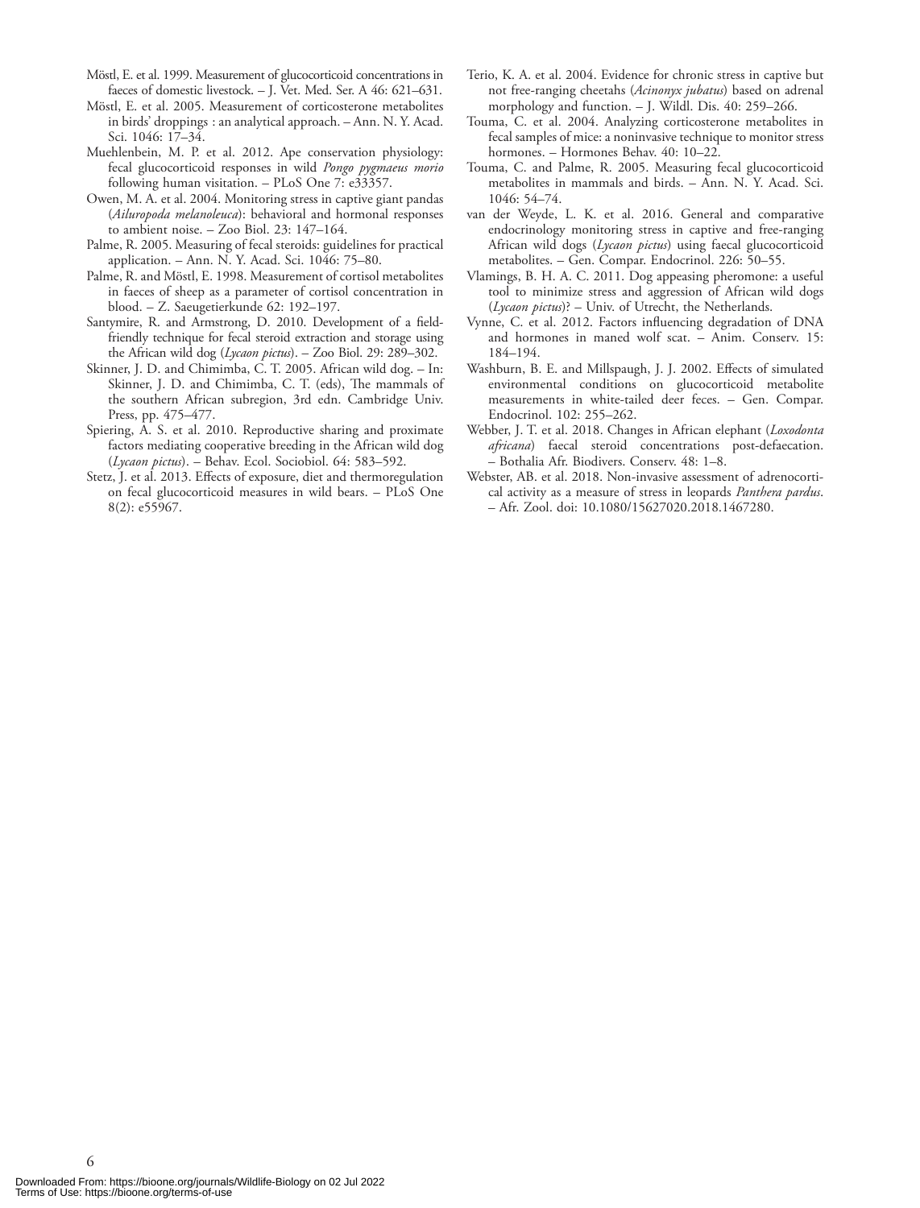Möstl, E. et al. 1999. Measurement of glucocorticoid concentrations in faeces of domestic livestock. – J. Vet. Med. Ser. A 46: 621–631.

Möstl, E. et al. 2005. Measurement of corticosterone metabolites in birds' droppings : an analytical approach. – Ann. N. Y. Acad. Sci. 1046: 17–34.

Muehlenbein, M. P. et al. 2012. Ape conservation physiology: fecal glucocorticoid responses in wild *Pongo pygmaeus morio* following human visitation. – PLoS One 7: e33357.

Owen, M. A. et al. 2004. Monitoring stress in captive giant pandas (*Ailuropoda melanoleuca*): behavioral and hormonal responses to ambient noise. – Zoo Biol. 23: 147–164.

Palme, R. 2005. Measuring of fecal steroids: guidelines for practical application. – Ann. N. Y. Acad. Sci. 1046: 75–80.

Palme, R. and Möstl, E. 1998. Measurement of cortisol metabolites in faeces of sheep as a parameter of cortisol concentration in blood. – Z. Saeugetierkunde 62: 192–197.

Santymire, R. and Armstrong, D. 2010. Development of a field-friendly technique for fecal steroid extraction and storage using the African wild dog (*Lycaon pictus*). – Zoo Biol. 29: 289–302.

Skinner, J. D. and Chimimba, C. T. 2005. African wild dog. – In: Skinner, J. D. and Chimimba, C. T. (eds), The mammals of the southern African subregion, 3rd edn. Cambridge Univ. Press, pp. 475–477.

Spiering, A. S. et al. 2010. Reproductive sharing and proximate factors mediating cooperative breeding in the African wild dog (*Lycaon pictus*). – Behav. Ecol. Sociobiol. 64: 583–592.

Stetz, J. et al. 2013. Effects of exposure, diet and thermoregulation on fecal glucocorticoid measures in wild bears. – PLoS One 8(2): e55967.

Terio, K. A. et al. 2004. Evidence for chronic stress in captive but not free-ranging cheetahs (*Acinonyx jubatus*) based on adrenal morphology and function. – J. Wildl. Dis. 40: 259–266.

Touma, C. et al. 2004. Analyzing corticosterone metabolites in fecal samples of mice: a noninvasive technique to monitor stress hormones. – Hormones Behav. 40: 10–22.

Touma, C. and Palme, R. 2005. Measuring fecal glucocorticoid metabolites in mammals and birds. – Ann. N. Y. Acad. Sci. 1046: 54–74.

van der Weyde, L. K. et al. 2016. General and comparative endocrinology monitoring stress in captive and free-ranging African wild dogs (*Lycaon pictus*) using faecal glucocorticoid metabolites. – Gen. Compar. Endocrinol. 226: 50–55.

Vlamings, B. H. A. C. 2011. Dog appeasing pheromone: a useful tool to minimize stress and aggression of African wild dogs (*Lycaon pictus*)? – Univ. of Utrecht, the Netherlands.

Vynne, C. et al. 2012. Factors influencing degradation of DNA and hormones in maned wolf scat. – Anim. Conserv. 15: 184–194.

Washburn, B. E. and Millspaugh, J. J. 2002. Effects of simulated environmental conditions on glucocorticoid metabolite measurements in white-tailed deer feces. – Gen. Compar. Endocrinol. 102: 255–262.

Webber, J. T. et al. 2018. Changes in African elephant (*Loxodonta africana*) faecal steroid concentrations post-defaecation. – Bothalia Afr. Biodivers. Conserv. 48: 1–8.

Webster, AB. et al. 2018. Non-invasive assessment of adrenocortical activity as a measure of stress in leopards *Panthera pardus*. – Afr. Zool. doi: 10.1080/15627020.2018.1467280.